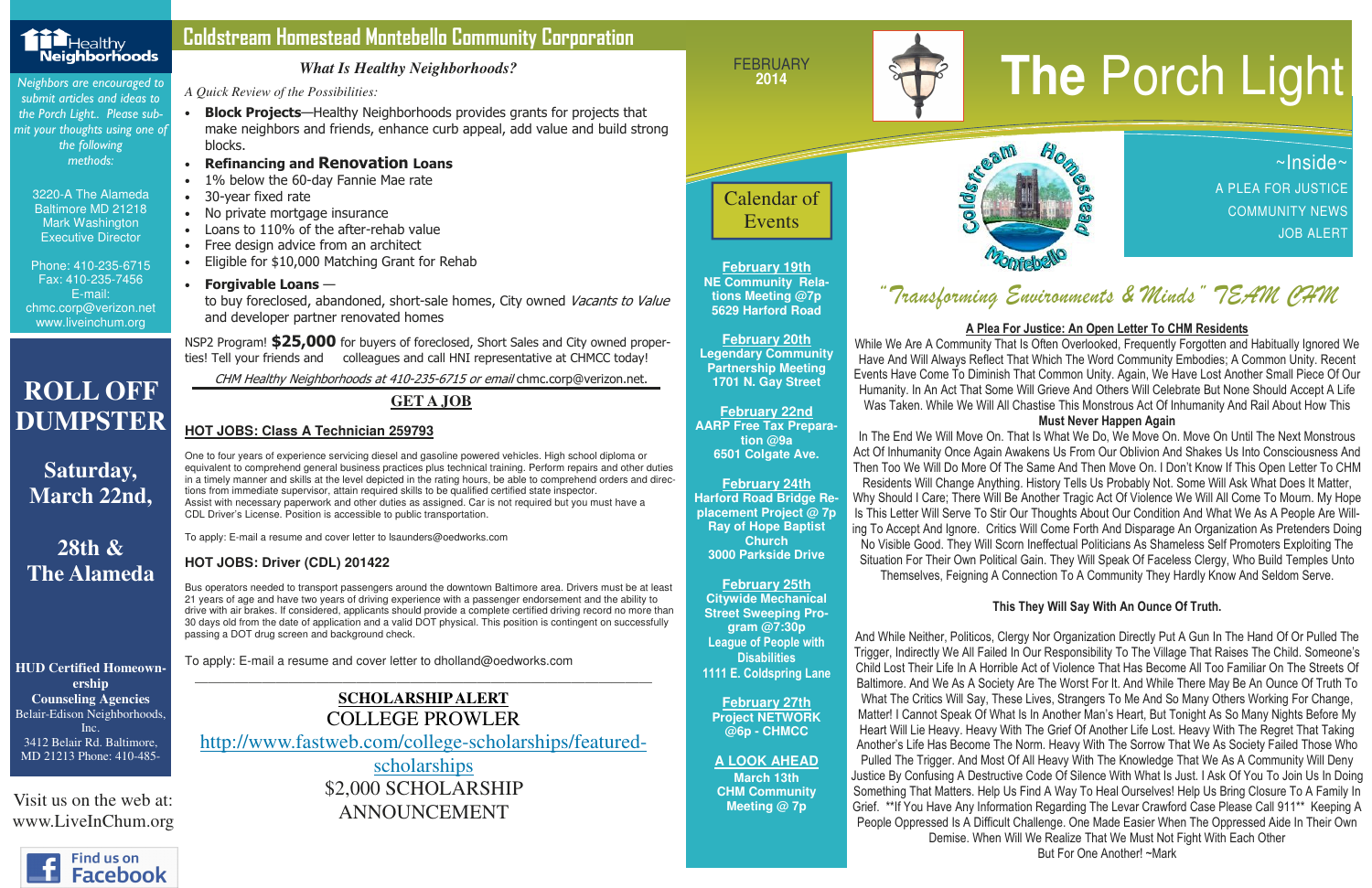# The Porch Light

FEBRUARY 2014

## Coldstream Homestead Montebello Community Corporation

Healthy Neighborhoods

*Neighbors are encouraged to submit articles and ideas to the Porch Light.. Please submit your thoughts using one of the following methods:*

3220-A The Alameda
Baltimore MD 21218
Mark Washington
Executive Director

Phone: 410-235-6715
Fax: 410-235-7456
E-mail:
chmc.corp@verizon.net
www.liveinchum.org

# ROLL OFF DUMPSTER

## Saturday, March 22nd,

## 28th & The Alameda

**HUD Certified Homeownership Counseling Agencies**
Belair-Edison Neighborhoods, Inc.
3412 Belair Rd. Baltimore, MD 21213 Phone: 410-485-

Visit us on the web at: www.LiveInChum.org

Find us on Facebook

### *What Is Healthy Neighborhoods?*

*A Quick Review of the Possibilities:*

- **Block Projects**—Healthy Neighborhoods provides grants for projects that make neighbors and friends, enhance curb appeal, add value and build strong blocks.
- **Refinancing and Renovation Loans**
- 1% below the 60-day Fannie Mae rate
- 30-year fixed rate
- No private mortgage insurance
- Loans to 110% of the after-rehab value
- Free design advice from an architect
- Eligible for $10,000 Matching Grant for Rehab
- **Forgivable Loans** — to buy foreclosed, abandoned, short-sale homes, City owned *Vacants to Value* and developer partner renovated homes

NSP2 Program! **$25,000** for buyers of foreclosed, Short Sales and City owned properties! Tell your friends and colleagues and call HNI representative at CHMCC today!

*CHM Healthy Neighborhoods at 410-235-6715 or email* chmc.corp@verizon.net.

## GET A JOB

### HOT JOBS: Class A Technician 259793

One to four years of experience servicing diesel and gasoline powered vehicles. High school diploma or equivalent to comprehend general business practices plus technical training. Perform repairs and other duties in a timely manner and skills at the level depicted in the rating hours, be able to comprehend orders and directions from immediate supervisor, attain required skills to be qualified certified state inspector.
Assist with necessary paperwork and other duties as assigned. Car is not required but you must have a CDL Driver's License. Position is accessible to public transportation.

To apply: E-mail a resume and cover letter to lsaunders@oedworks.com

### HOT JOBS: Driver (CDL) 201422

Bus operators needed to transport passengers around the downtown Baltimore area. Drivers must be at least 21 years of age and have two years of driving experience with a passenger endorsement and the ability to drive with air brakes. If considered, applicants should provide a complete certified driving record no more than 30 days old from the date of application and a valid DOT physical. This position is contingent on successfully passing a DOT drug screen and background check.

To apply: E-mail a resume and cover letter to dholland@oedworks.com

---

**SCHOLARSHIP ALERT**
COLLEGE PROWLER
http://www.fastweb.com/college-scholarships/featured-scholarships
$2,000 SCHOLARSHIP ANNOUNCEMENT

## Calendar of Events

**February 19th**
**NE Community Relations Meeting @7p**
**5629 Harford Road**

**February 20th**
**Legendary Community Partnership Meeting**
**1701 N. Gay Street**

**February 22nd**
**AARP Free Tax Preparation @9a**
**6501 Colgate Ave.**

**February 24th**
**Harford Road Bridge Replacement Project @ 7p**
**Ray of Hope Baptist Church**
**3000 Parkside Drive**

**February 25th**
**Citywide Mechanical Street Sweeping Program @7:30p**
**League of People with Disabilities**
**1111 E. Coldspring Lane**

**February 27th**
**Project NETWORK @6p - CHMCC**

**A LOOK AHEAD**
**March 13th**
**CHM Community Meeting @ 7p**

~Inside~
A PLEA FOR JUSTICE
COMMUNITY NEWS
JOB ALERT

Coldstream Homestead Montebello

*"Transforming Environments & Minds" TEAM CHM*

### A Plea For Justice: An Open Letter To CHM Residents

While We Are A Community That Is Often Overlooked, Frequently Forgotten and Habitually Ignored We Have And Will Always Reflect That Which The Word Community Embodies; A Common Unity. Recent Events Have Come To Diminish That Common Unity. Again, We Have Lost Another Small Piece Of Our Humanity. In An Act That Some Will Grieve And Others Will Celebrate But None Should Accept A Life Was Taken. While We Will All Chastise This Monstrous Act Of Inhumanity And Rail About How This

**Must Never Happen Again**

In The End We Will Move On. That Is What We Do, We Move On. Move On Until The Next Monstrous Act Of Inhumanity Once Again Awakens Us From Our Oblivion And Shakes Us Into Consciousness And Then Too We Will Do More Of The Same And Then Move On. I Don't Know If This Open Letter To CHM Residents Will Change Anything. History Tells Us Probably Not. Some Will Ask What Does It Matter, Why Should I Care; There Will Be Another Tragic Act Of Violence We Will All Come To Mourn. My Hope Is This Letter Will Serve To Stir Our Thoughts About Our Condition And What We As A People Are Willing To Accept And Ignore. Critics Will Come Forth And Disparage An Organization As Pretenders Doing No Visible Good. They Will Scorn Ineffectual Politicians As Shameless Self Promoters Exploiting The Situation For Their Own Political Gain. They Will Speak Of Faceless Clergy, Who Build Temples Unto Themselves, Feigning A Connection To A Community They Hardly Know And Seldom Serve.

**This They Will Say With An Ounce Of Truth.**

And While Neither, Politicos, Clergy Nor Organization Directly Put A Gun In The Hand Of Or Pulled The Trigger, Indirectly We All Failed In Our Responsibility To The Village That Raises The Child. Someone's Child Lost Their Life In A Horrible Act of Violence That Has Become All Too Familiar On The Streets Of Baltimore. And We As A Society Are The Worst For It. And While There May Be An Ounce Of Truth To What The Critics Will Say, These Lives, Strangers To Me And So Many Others Working For Change, Matter! I Cannot Speak Of What Is In Another Man's Heart, But Tonight As So Many Nights Before My Heart Will Lie Heavy. Heavy With The Grief Of Another Life Lost. Heavy With The Regret That Taking Another's Life Has Become The Norm. Heavy With The Sorrow That We As Society Failed Those Who Pulled The Trigger. And Most Of All Heavy With The Knowledge That We As A Community Will Deny Justice By Confusing A Destructive Code Of Silence With What Is Just. I Ask Of You To Join Us In Doing Something That Matters. Help Us Find A Way To Heal Ourselves! Help Us Bring Closure To A Family In Grief. **If You Have Any Information Regarding The Levar Crawford Case Please Call 911** Keeping A People Oppressed Is A Difficult Challenge. One Made Easier When The Oppressed Aide In Their Own Demise. When Will We Realize That We Must Not Fight With Each Other But For One Another! ~Mark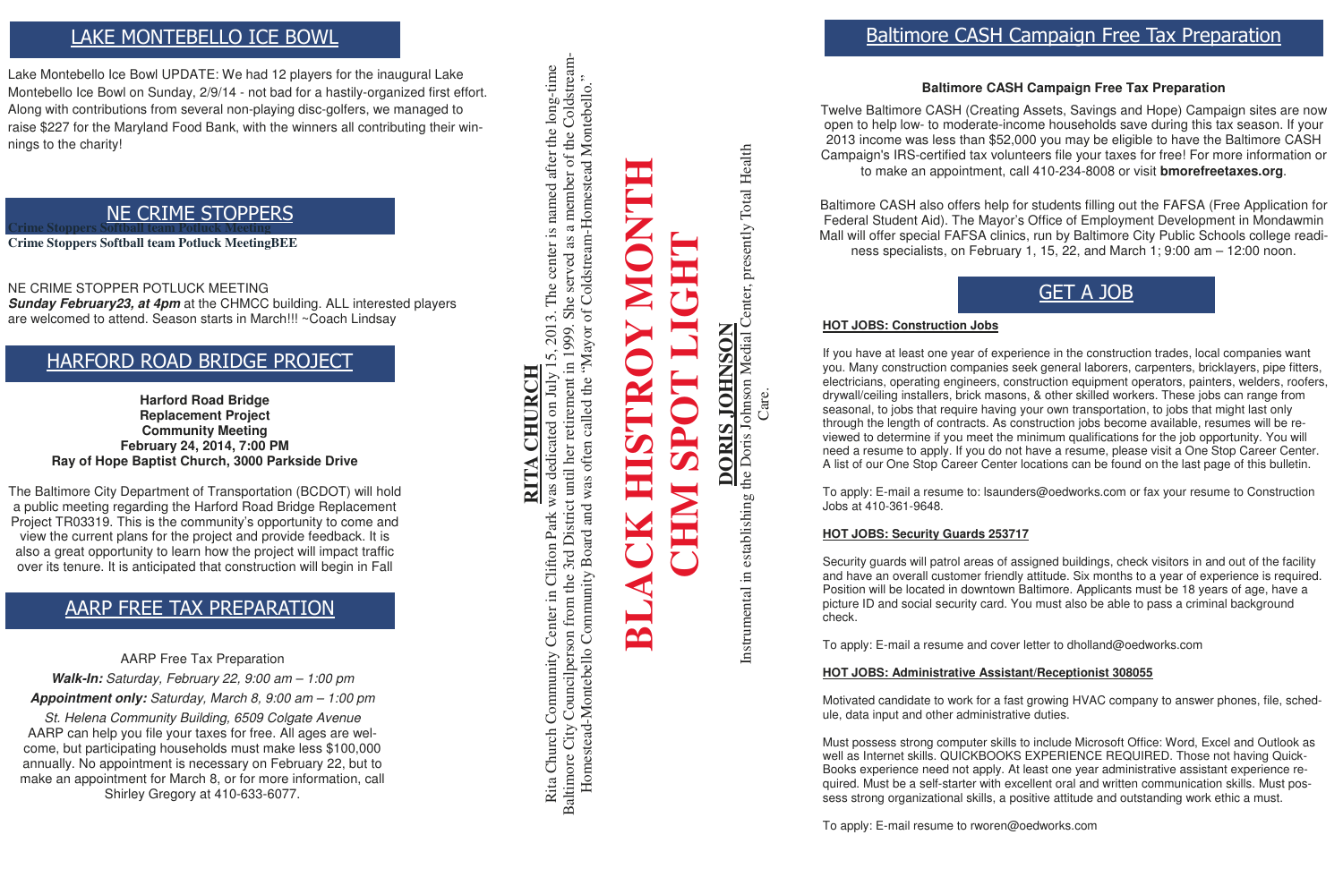## LAKE MONTEBELLO ICE BOWL

Lake Montebello Ice Bowl UPDATE: We had 12 players for the inaugural Lake Montebello Ice Bowl on Sunday, 2/9/14 - not bad for a hastily-organized first effort. Along with contributions from several non-playing disc-golfers, we managed to raise $227 for the Maryland Food Bank, with the winners all contributing their winnings to the charity!

## NE CRIME STOPPERS

**Crime Stoppers Softball team Potluck Meeting**

**Crime Stoppers Softball team Potluck MeetingBEE**

NE CRIME STOPPER POTLUCK MEETING
***Sunday February23, at 4pm*** at the CHMCC building. ALL interested players are welcomed to attend. Season starts in March!!! ~Coach Lindsay

## HARFORD ROAD BRIDGE PROJECT

**Harford Road Bridge**
**Replacement Project**
**Community Meeting**
**February 24, 2014, 7:00 PM**
**Ray of Hope Baptist Church, 3000 Parkside Drive**

The Baltimore City Department of Transportation (BCDOT) will hold a public meeting regarding the Harford Road Bridge Replacement Project TR03319. This is the community's opportunity to come and view the current plans for the project and provide feedback. It is also a great opportunity to learn how the project will impact traffic over its tenure. It is anticipated that construction will begin in Fall

## AARP FREE TAX PREPARATION

AARP Free Tax Preparation

***Walk-In:*** *Saturday, February 22, 9:00 am – 1:00 pm*

***Appointment only:*** *Saturday, March 8, 9:00 am – 1:00 pm*

*St. Helena Community Building, 6509 Colgate Avenue*
AARP can help you file your taxes for free. All ages are welcome, but participating households must make less $100,000 annually. No appointment is necessary on February 22, but to make an appointment for March 8, or for more information, call Shirley Gregory at 410-633-6077.

## BLACK HISTROY MONTH CHM SPOT LIGHT

### RITA CHURCH

Rita Church Community Center in Clifton Park was dedicated on July 15, 2013. The center is named after the long-time Baltimore City Councilperson from the 3rd District until her retirement in 1999. She served as a member of the Coldstream-Homestead-Montebello Community Board and was often called the "Mayor of Coldstream-Homestead Montebello."

### DORIS JOHNSON

Instrumental in establishing the Doris Johnson Medial Center, presently Total Health Care.

## Baltimore CASH Campaign Free Tax Preparation

**Baltimore CASH Campaign Free Tax Preparation**

Twelve Baltimore CASH (Creating Assets, Savings and Hope) Campaign sites are now open to help low- to moderate-income households save during this tax season. If your 2013 income was less than $52,000 you may be eligible to have the Baltimore CASH Campaign's IRS-certified tax volunteers file your taxes for free! For more information or to make an appointment, call 410-234-8008 or visit **bmorefreetaxes.org**.

Baltimore CASH also offers help for students filling out the FAFSA (Free Application for Federal Student Aid). The Mayor's Office of Employment Development in Mondawmin Mall will offer special FAFSA clinics, run by Baltimore City Public Schools college readiness specialists, on February 1, 15, 22, and March 1; 9:00 am – 12:00 noon.

## GET A JOB

**HOT JOBS: Construction Jobs**

If you have at least one year of experience in the construction trades, local companies want you. Many construction companies seek general laborers, carpenters, bricklayers, pipe fitters, electricians, operating engineers, construction equipment operators, painters, welders, roofers, drywall/ceiling installers, brick masons, & other skilled workers. These jobs can range from seasonal, to jobs that require having your own transportation, to jobs that might last only through the length of contracts. As construction jobs become available, resumes will be reviewed to determine if you meet the minimum qualifications for the job opportunity. You will need a resume to apply. If you do not have a resume, please visit a One Stop Career Center. A list of our One Stop Career Center locations can be found on the last page of this bulletin.

To apply: E-mail a resume to: lsaunders@oedworks.com or fax your resume to Construction Jobs at 410-361-9648.

**HOT JOBS: Security Guards 253717**

Security guards will patrol areas of assigned buildings, check visitors in and out of the facility and have an overall customer friendly attitude. Six months to a year of experience is required. Position will be located in downtown Baltimore. Applicants must be 18 years of age, have a picture ID and social security card. You must also be able to pass a criminal background check.

To apply: E-mail a resume and cover letter to dholland@oedworks.com

**HOT JOBS: Administrative Assistant/Receptionist 308055**

Motivated candidate to work for a fast growing HVAC company to answer phones, file, schedule, data input and other administrative duties.

Must possess strong computer skills to include Microsoft Office: Word, Excel and Outlook as well as Internet skills. QUICKBOOKS EXPERIENCE REQUIRED. Those not having QuickBooks experience need not apply. At least one year administrative assistant experience required. Must be a self-starter with excellent oral and written communication skills. Must possess strong organizational skills, a positive attitude and outstanding work ethic a must.

To apply: E-mail resume to rworen@oedworks.com